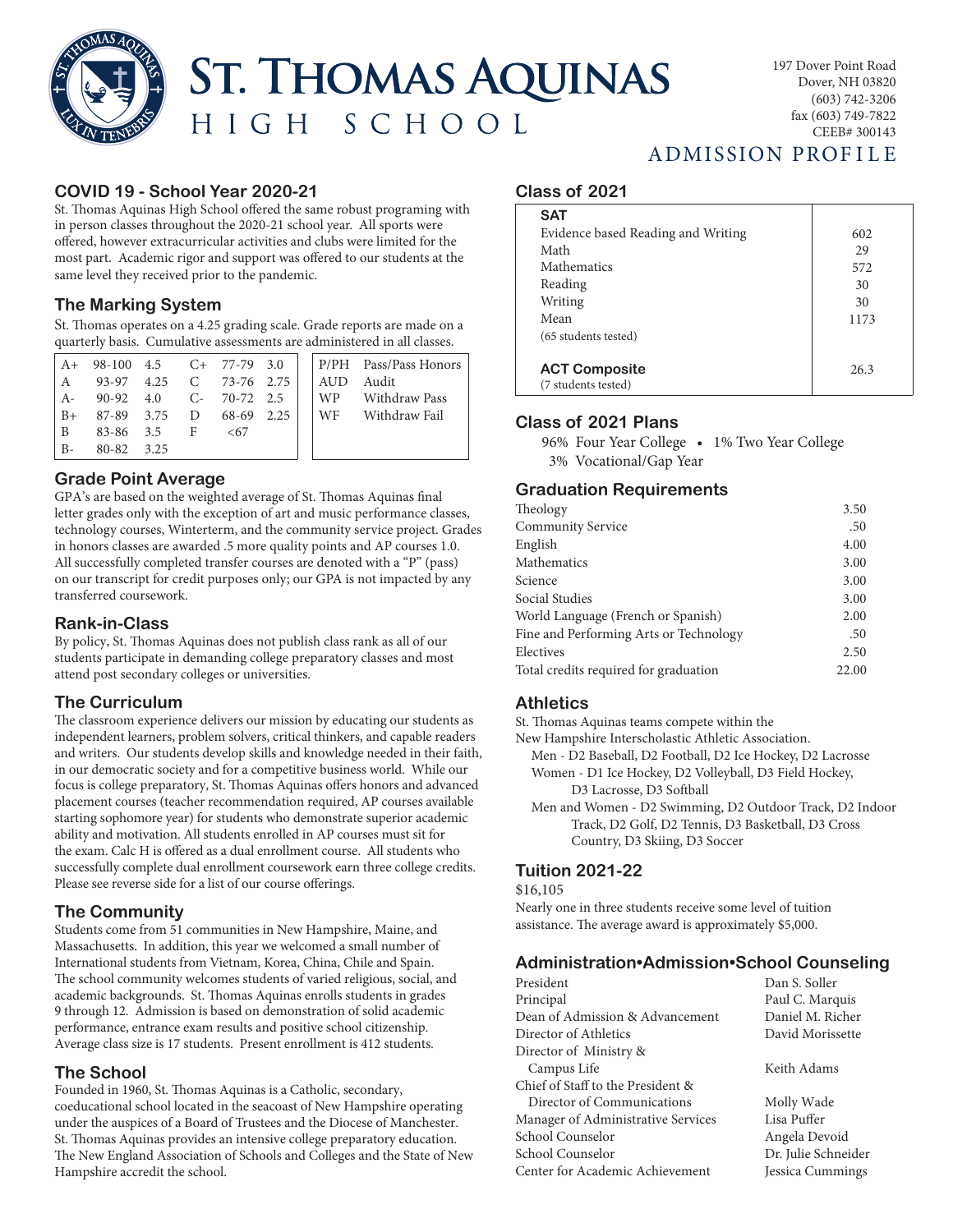# ST. THOMAS AQUINAS HIGH SCHOOL

197 Dover Point Road
Dover, NH 03820
(603) 742-3206
fax (603) 749-7822
CEEB# 300143

## ADMISSION PROFILE

### COVID 19 - School Year 2020-21

St. Thomas Aquinas High School offered the same robust programing with in person classes throughout the 2020-21 school year. All sports were offered, however extracurricular activities and clubs were limited for the most part. Academic rigor and support was offered to our students at the same level they received prior to the pandemic.

### The Marking System

St. Thomas operates on a 4.25 grading scale. Grade reports are made on a quarterly basis. Cumulative assessments are administered in all classes.

| | | | | | |
|---|---|---|---|---|---|
| A+ | 98-100 | 4.5 | C+ | 77-79 | 3.0 |
| A | 93-97 | 4.25 | C | 73-76 | 2.75 |
| A- | 90-92 | 4.0 | C- | 70-72 | 2.5 |
| B+ | 87-89 | 3.75 | D | 68-69 | 2.25 |
| B | 83-86 | 3.5 | F | <67 | |
| B- | 80-82 | 3.25 | | | |

| | |
|---|---|
| P/PH | Pass/Pass Honors |
| AUD | Audit |
| WP | Withdraw Pass |
| WF | Withdraw Fail |

### Grade Point Average

GPA's are based on the weighted average of St. Thomas Aquinas final letter grades only with the exception of art and music performance classes, technology courses, Winterterm, and the community service project. Grades in honors classes are awarded .5 more quality points and AP courses 1.0. All successfully completed transfer courses are denoted with a "P" (pass) on our transcript for credit purposes only; our GPA is not impacted by any transferred coursework.

### Rank-in-Class

By policy, St. Thomas Aquinas does not publish class rank as all of our students participate in demanding college preparatory classes and most attend post secondary colleges or universities.

### The Curriculum

The classroom experience delivers our mission by educating our students as independent learners, problem solvers, critical thinkers, and capable readers and writers. Our students develop skills and knowledge needed in their faith, in our democratic society and for a competitive business world. While our focus is college preparatory, St. Thomas Aquinas offers honors and advanced placement courses (teacher recommendation required, AP courses available starting sophomore year) for students who demonstrate superior academic ability and motivation. All students enrolled in AP courses must sit for the exam. Calc H is offered as a dual enrollment course. All students who successfully complete dual enrollment coursework earn three college credits. Please see reverse side for a list of our course offerings.

### The Community

Students come from 51 communities in New Hampshire, Maine, and Massachusetts. In addition, this year we welcomed a small number of International students from Vietnam, Korea, China, Chile and Spain. The school community welcomes students of varied religious, social, and academic backgrounds. St. Thomas Aquinas enrolls students in grades 9 through 12. Admission is based on demonstration of solid academic performance, entrance exam results and positive school citizenship. Average class size is 17 students. Present enrollment is 412 students.

### The School

Founded in 1960, St. Thomas Aquinas is a Catholic, secondary, coeducational school located in the seacoast of New Hampshire operating under the auspices of a Board of Trustees and the Diocese of Manchester. St. Thomas Aquinas provides an intensive college preparatory education. The New England Association of Schools and Colleges and the State of New Hampshire accredit the school.

### Class of 2021

| **SAT** | |
|---|---|
| Evidence based Reading and Writing | 602 |
| Math | 29 |
| Mathematics | 572 |
| Reading | 30 |
| Writing | 30 |
| Mean | 1173 |
| (65 students tested) | |
| **ACT Composite** | 26.3 |
| (7 students tested) | |

### Class of 2021 Plans

96% Four Year College • 1% Two Year College
3% Vocational/Gap Year

### Graduation Requirements

| | |
|---|---|
| Theology | 3.50 |
| Community Service | .50 |
| English | 4.00 |
| Mathematics | 3.00 |
| Science | 3.00 |
| Social Studies | 3.00 |
| World Language (French or Spanish) | 2.00 |
| Fine and Performing Arts or Technology | .50 |
| Electives | 2.50 |
| Total credits required for graduation | 22.00 |

### Athletics

St. Thomas Aquinas teams compete within the New Hampshire Interscholastic Athletic Association.

- Men - D2 Baseball, D2 Football, D2 Ice Hockey, D2 Lacrosse
- Women - D1 Ice Hockey, D2 Volleyball, D3 Field Hockey, D3 Lacrosse, D3 Softball
- Men and Women - D2 Swimming, D2 Outdoor Track, D2 Indoor Track, D2 Golf, D2 Tennis, D3 Basketball, D3 Cross Country, D3 Skiing, D3 Soccer

### Tuition 2021-22

$16,105

Nearly one in three students receive some level of tuition assistance. The average award is approximately $5,000.

### Administration•Admission•School Counseling

| | |
|---|---|
| President | Dan S. Soller |
| Principal | Paul C. Marquis |
| Dean of Admission & Advancement | Daniel M. Richer |
| Director of Athletics | David Morissette |
| Director of Ministry & Campus Life | Keith Adams |
| Chief of Staff to the President & Director of Communications | Molly Wade |
| Manager of Administrative Services | Lisa Puffer |
| School Counselor | Angela Devoid |
| School Counselor | Dr. Julie Schneider |
| Center for Academic Achievement | Jessica Cummings |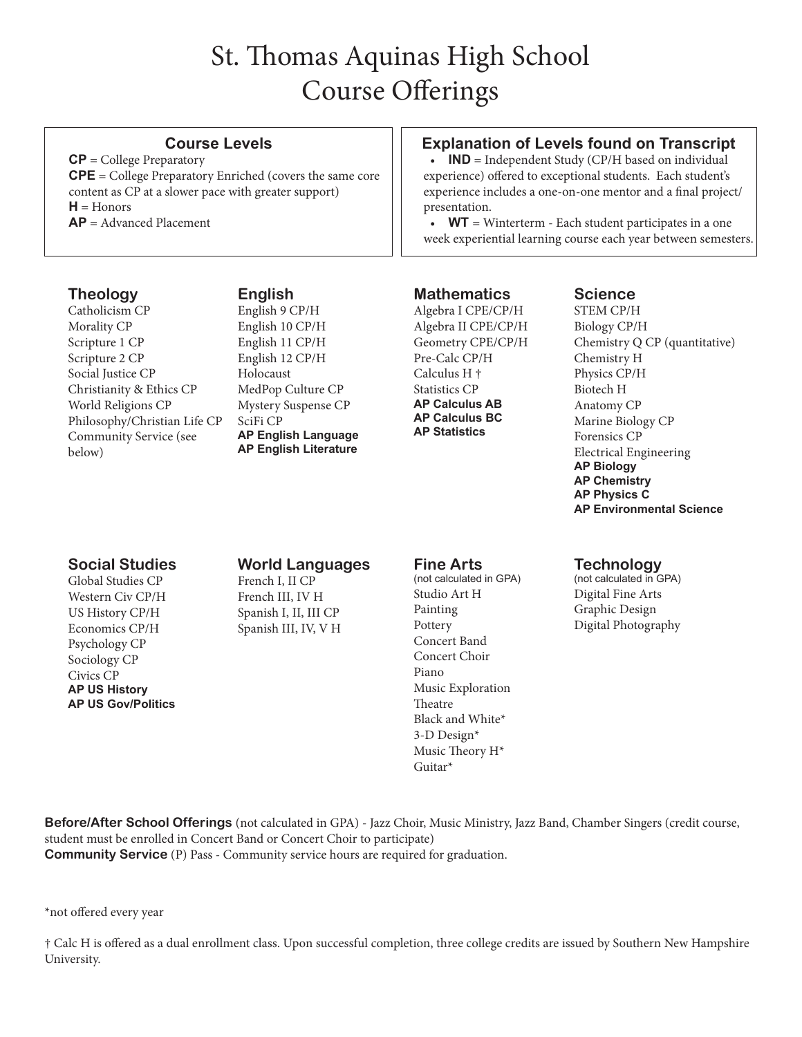# St. Thomas Aquinas High School
# Course Offerings

### Course Levels

**CP** = College Preparatory
**CPE** = College Preparatory Enriched (covers the same core content as CP at a slower pace with greater support)
**H** = Honors
**AP** = Advanced Placement

### Explanation of Levels found on Transcript

- **IND** = Independent Study (CP/H based on individual experience) offered to exceptional students. Each student's experience includes a one-on-one mentor and a final project/presentation.
- **WT** = Winterterm - Each student participates in a one week experiential learning course each year between semesters.

### Theology

Catholicism CP
Morality CP
Scripture 1 CP
Scripture 2 CP
Social Justice CP
Christianity & Ethics CP
World Religions CP
Philosophy/Christian Life CP
Community Service (see below)

### English

English 9 CP/H
English 10 CP/H
English 11 CP/H
English 12 CP/H
Holocaust
MedPop Culture CP
Mystery Suspense CP
SciFi CP
**AP English Language**
**AP English Literature**

### Mathematics

Algebra I CPE/CP/H
Algebra II CPE/CP/H
Geometry CPE/CP/H
Pre-Calc CP/H
Calculus H †
Statistics CP
**AP Calculus AB**
**AP Calculus BC**
**AP Statistics**

### Science

STEM CP/H
Biology CP/H
Chemistry Q CP (quantitative)
Chemistry H
Physics CP/H
Biotech H
Anatomy CP
Marine Biology CP
Forensics CP
Electrical Engineering
**AP Biology**
**AP Chemistry**
**AP Physics C**
**AP Environmental Science**

### Social Studies

Global Studies CP
Western Civ CP/H
US History CP/H
Economics CP/H
Psychology CP
Sociology CP
Civics CP
**AP US History**
**AP US Gov/Politics**

### World Languages

French I, II CP
French III, IV H
Spanish I, II, III CP
Spanish III, IV, V H

### Fine Arts
(not calculated in GPA)

Studio Art H
Painting
Pottery
Concert Band
Concert Choir
Piano
Music Exploration
Theatre
Black and White*
3-D Design*
Music Theory H*
Guitar*

### Technology
(not calculated in GPA)

Digital Fine Arts
Graphic Design
Digital Photography

**Before/After School Offerings** (not calculated in GPA) - Jazz Choir, Music Ministry, Jazz Band, Chamber Singers (credit course, student must be enrolled in Concert Band or Concert Choir to participate)
**Community Service** (P) Pass - Community service hours are required for graduation.

*not offered every year

† Calc H is offered as a dual enrollment class. Upon successful completion, three college credits are issued by Southern New Hampshire University.